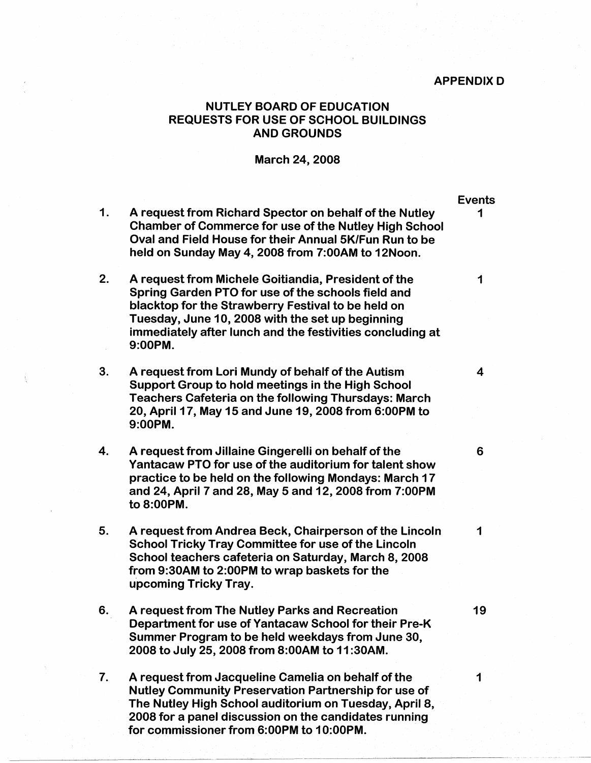APPENDIX D

# NUTLEY BOARD OF EDUCATION
# REQUESTS FOR USE OF SCHOOL BUILDINGS AND GROUNDS

March 24, 2008

| | Request | Events |
|---|---|---|
| 1. | A request from Richard Spector on behalf of the Nutley Chamber of Commerce for use of the Nutley High School Oval and Field House for their Annual 5K/Fun Run to be held on Sunday May 4, 2008 from 7:00AM to 12Noon. | 1 |
| 2. | A request from Michele Goitiandia, President of the Spring Garden PTO for use of the schools field and blacktop for the Strawberry Festival to be held on Tuesday, June 10, 2008 with the set up beginning immediately after lunch and the festivities concluding at 9:00PM. | 1 |
| 3. | A request from Lori Mundy of behalf of the Autism Support Group to hold meetings in the High School Teachers Cafeteria on the following Thursdays: March 20, April 17, May 15 and June 19, 2008 from 6:00PM to 9:00PM. | 4 |
| 4. | A request from Jillaine Gingerelli on behalf of the Yantacaw PTO for use of the auditorium for talent show practice to be held on the following Mondays: March 17 and 24, April 7 and 28, May 5 and 12, 2008 from 7:00PM to 8:00PM. | 6 |
| 5. | A request from Andrea Beck, Chairperson of the Lincoln School Tricky Tray Committee for use of the Lincoln School teachers cafeteria on Saturday, March 8, 2008 from 9:30AM to 2:00PM to wrap baskets for the upcoming Tricky Tray. | 1 |
| 6. | A request from The Nutley Parks and Recreation Department for use of Yantacaw School for their Pre-K Summer Program to be held weekdays from June 30, 2008 to July 25, 2008 from 8:00AM to 11:30AM. | 19 |
| 7. | A request from Jacqueline Camelia on behalf of the Nutley Community Preservation Partnership for use of The Nutley High School auditorium on Tuesday, April 8, 2008 for a panel discussion on the candidates running for commissioner from 6:00PM to 10:00PM. | 1 |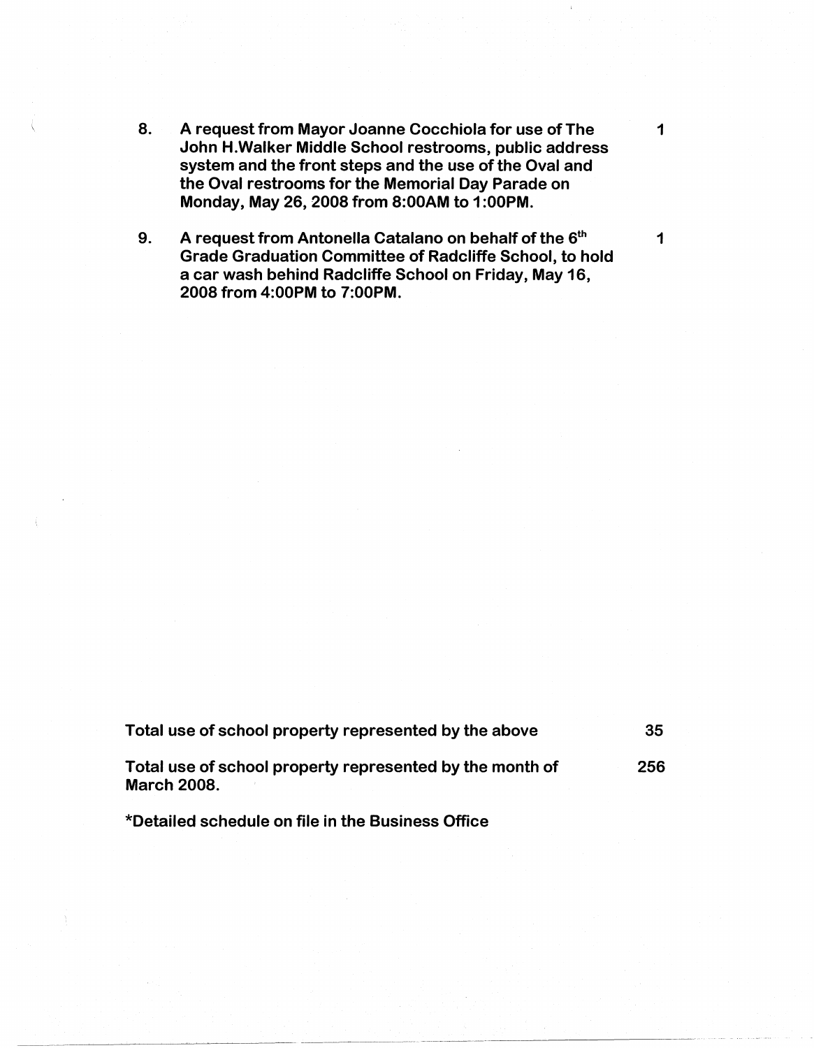8. A request from Mayor Joanne Cocchiola for use of The John H.Walker Middle School restrooms, public address system and the front steps and the use of the Oval and the Oval restrooms for the Memorial Day Parade on Monday, May 26, 2008 from 8:00AM to 1:00PM. — 1

9. A request from Antonella Catalano on behalf of the 6th Grade Graduation Committee of Radcliffe School, to hold a car wash behind Radcliffe School on Friday, May 16, 2008 from 4:00PM to 7:00PM. — 1

| | |
|---|---|
| **Total use of school property represented by the above** | **35** |
| **Total use of school property represented by the month of March 2008.** | **256** |

**\*Detailed schedule on file in the Business Office**